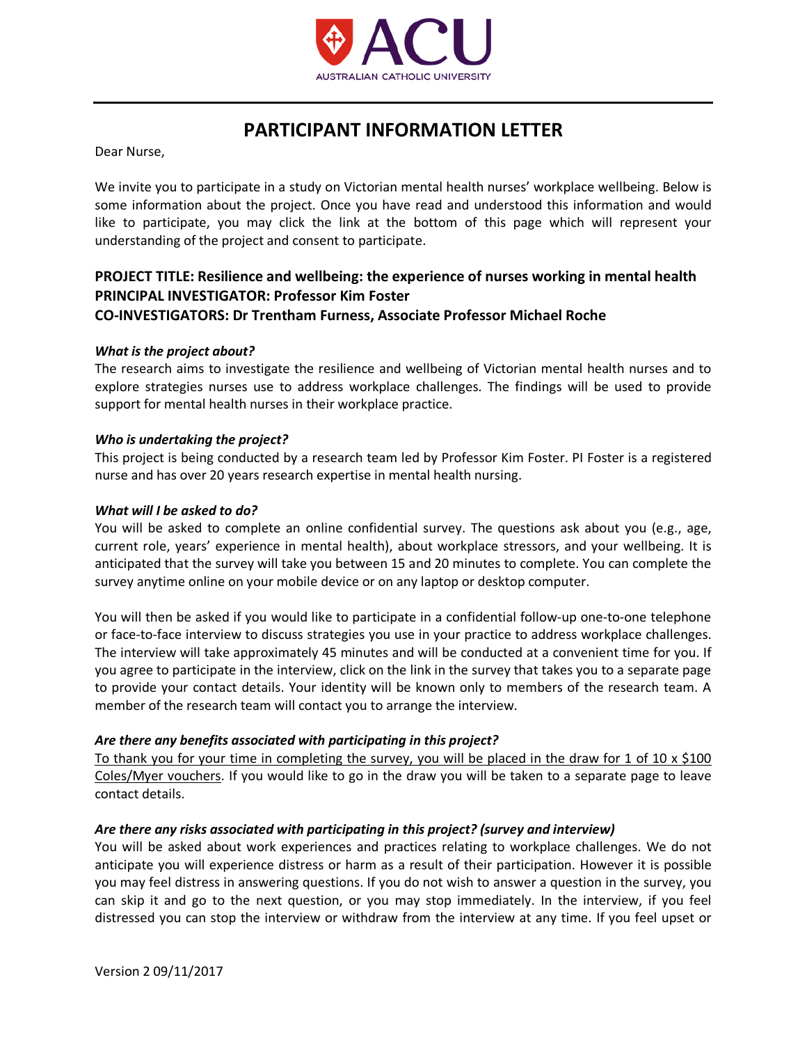# PARTICIPANT INFORMATION LETTER

Dear Nurse,

We invite you to participate in a study on Victorian mental health nurses' workplace wellbeing. Below is some information about the project. Once you have read and understood this information and would like to participate, you may click the link at the bottom of this page which will represent your understanding of the project and consent to participate.

**PROJECT TITLE: Resilience and wellbeing: the experience of nurses working in mental health**
**PRINCIPAL INVESTIGATOR: Professor Kim Foster**
**CO-INVESTIGATORS: Dr Trentham Furness, Associate Professor Michael Roche**

***What is the project about?***

The research aims to investigate the resilience and wellbeing of Victorian mental health nurses and to explore strategies nurses use to address workplace challenges. The findings will be used to provide support for mental health nurses in their workplace practice.

***Who is undertaking the project?***

This project is being conducted by a research team led by Professor Kim Foster. PI Foster is a registered nurse and has over 20 years research expertise in mental health nursing.

***What will I be asked to do?***

You will be asked to complete an online confidential survey. The questions ask about you (e.g., age, current role, years' experience in mental health), about workplace stressors, and your wellbeing. It is anticipated that the survey will take you between 15 and 20 minutes to complete. You can complete the survey anytime online on your mobile device or on any laptop or desktop computer.

You will then be asked if you would like to participate in a confidential follow-up one-to-one telephone or face-to-face interview to discuss strategies you use in your practice to address workplace challenges. The interview will take approximately 45 minutes and will be conducted at a convenient time for you. If you agree to participate in the interview, click on the link in the survey that takes you to a separate page to provide your contact details. Your identity will be known only to members of the research team. A member of the research team will contact you to arrange the interview.

***Are there any benefits associated with participating in this project?***

<u>To thank you for your time in completing the survey, you will be placed in the draw for 1 of 10 x $100 Coles/Myer vouchers</u>. If you would like to go in the draw you will be taken to a separate page to leave contact details.

***Are there any risks associated with participating in this project? (survey and interview)***

You will be asked about work experiences and practices relating to workplace challenges. We do not anticipate you will experience distress or harm as a result of their participation. However it is possible you may feel distress in answering questions. If you do not wish to answer a question in the survey, you can skip it and go to the next question, or you may stop immediately. In the interview, if you feel distressed you can stop the interview or withdraw from the interview at any time. If you feel upset or

Version 2 09/11/2017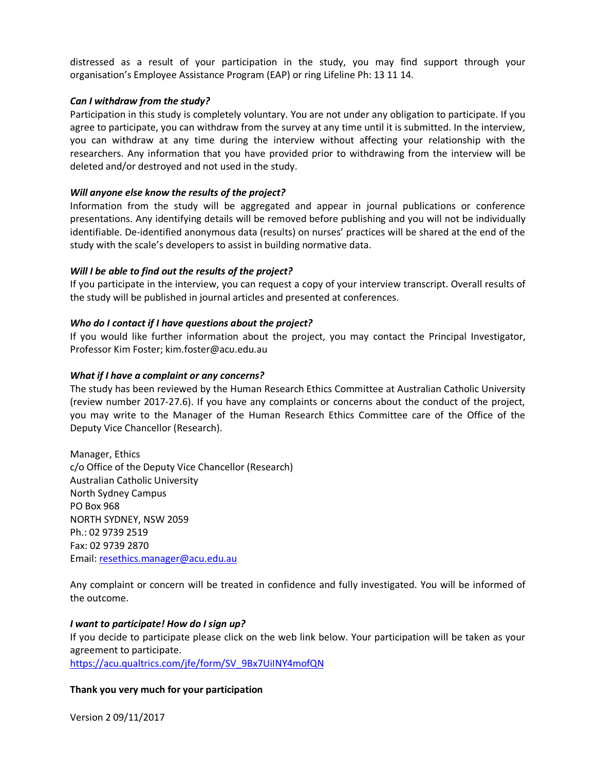distressed as a result of your participation in the study, you may find support through your organisation's Employee Assistance Program (EAP) or ring Lifeline Ph: 13 11 14.

***Can I withdraw from the study?***

Participation in this study is completely voluntary. You are not under any obligation to participate. If you agree to participate, you can withdraw from the survey at any time until it is submitted. In the interview, you can withdraw at any time during the interview without affecting your relationship with the researchers. Any information that you have provided prior to withdrawing from the interview will be deleted and/or destroyed and not used in the study.

***Will anyone else know the results of the project?***

Information from the study will be aggregated and appear in journal publications or conference presentations. Any identifying details will be removed before publishing and you will not be individually identifiable. De-identified anonymous data (results) on nurses' practices will be shared at the end of the study with the scale's developers to assist in building normative data.

***Will I be able to find out the results of the project?***

If you participate in the interview, you can request a copy of your interview transcript. Overall results of the study will be published in journal articles and presented at conferences.

***Who do I contact if I have questions about the project?***

If you would like further information about the project, you may contact the Principal Investigator, Professor Kim Foster; kim.foster@acu.edu.au

***What if I have a complaint or any concerns?***

The study has been reviewed by the Human Research Ethics Committee at Australian Catholic University (review number 2017-27.6). If you have any complaints or concerns about the conduct of the project, you may write to the Manager of the Human Research Ethics Committee care of the Office of the Deputy Vice Chancellor (Research).

Manager, Ethics
c/o Office of the Deputy Vice Chancellor (Research)
Australian Catholic University
North Sydney Campus
PO Box 968
NORTH SYDNEY, NSW 2059
Ph.: 02 9739 2519
Fax: 02 9739 2870
Email: resethics.manager@acu.edu.au

Any complaint or concern will be treated in confidence and fully investigated. You will be informed of the outcome.

***I want to participate! How do I sign up?***

If you decide to participate please click on the web link below. Your participation will be taken as your agreement to participate.
https://acu.qualtrics.com/jfe/form/SV_9Bx7UiINY4mofQN

**Thank you very much for your participation**

Version 2 09/11/2017